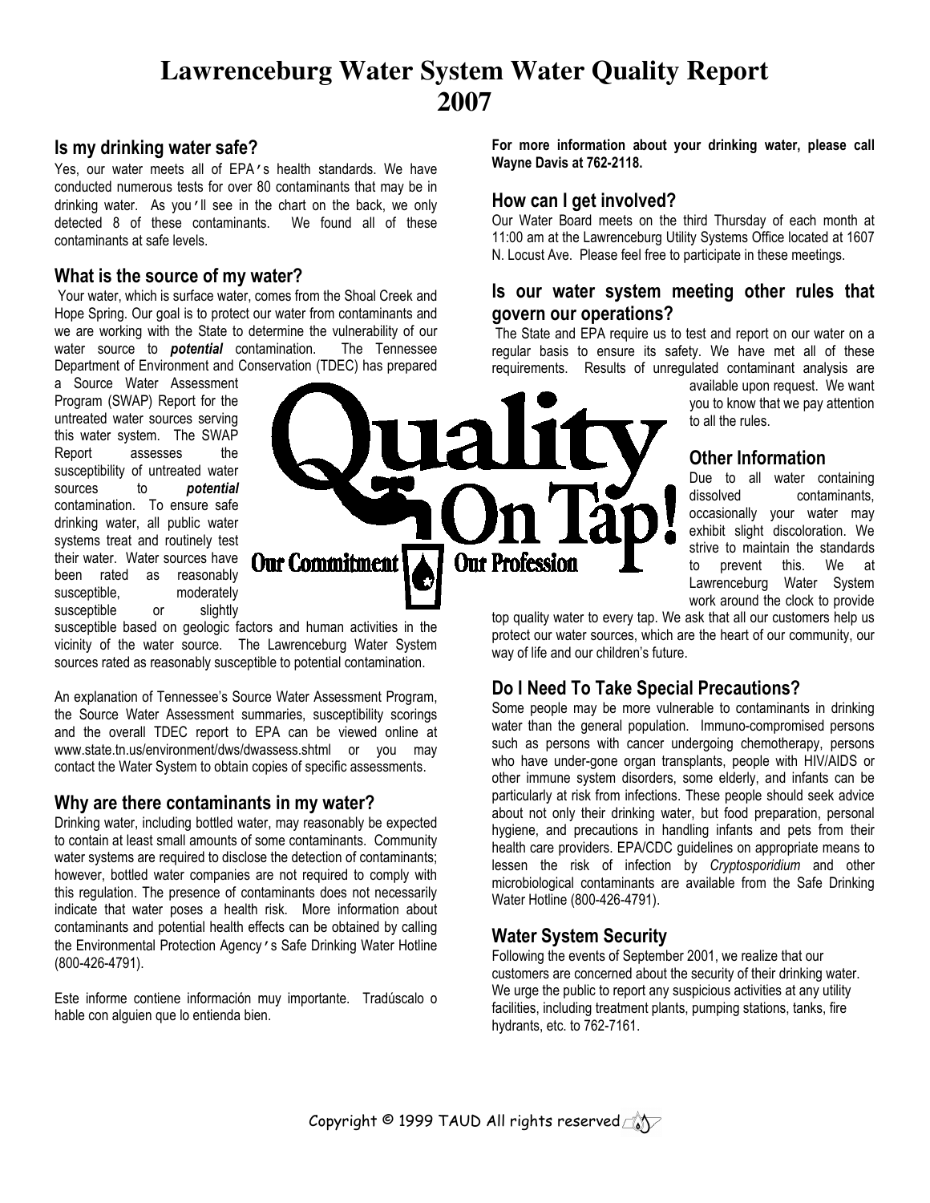# Lawrenceburg Water System Water Quality Report 2007

## Is my drinking water safe?

Yes, our water meets all of EPA's health standards. We have conducted numerous tests for over 80 contaminants that may be in drinking water. As you'll see in the chart on the back, we only detected 8 of these contaminants. We found all of these contaminants at safe levels.

## What is the source of my water?

Your water, which is surface water, comes from the Shoal Creek and Hope Spring. Our goal is to protect our water from contaminants and we are working with the State to determine the vulnerability of our water source to ***potential*** contamination. The Tennessee Department of Environment and Conservation (TDEC) has prepared a Source Water Assessment Program (SWAP) Report for the untreated water sources serving this water system. The SWAP Report assesses the susceptibility of untreated water sources to ***potential*** contamination. To ensure safe drinking water, all public water systems treat and routinely test their water. Water sources have been rated as reasonably susceptible, moderately susceptible or slightly susceptible based on geologic factors and human activities in the vicinity of the water source. The Lawrenceburg Water System sources rated as reasonably susceptible to potential contamination.

An explanation of Tennessee's Source Water Assessment Program, the Source Water Assessment summaries, susceptibility scorings and the overall TDEC report to EPA can be viewed online at www.state.tn.us/environment/dws/dwassess.shtml or you may contact the Water System to obtain copies of specific assessments.

## Why are there contaminants in my water?

Drinking water, including bottled water, may reasonably be expected to contain at least small amounts of some contaminants. Community water systems are required to disclose the detection of contaminants; however, bottled water companies are not required to comply with this regulation. The presence of contaminants does not necessarily indicate that water poses a health risk. More information about contaminants and potential health effects can be obtained by calling the Environmental Protection Agency's Safe Drinking Water Hotline (800-426-4791).

Este informe contiene información muy importante. Tradúscalo o hable con alguien que lo entienda bien.

**For more information about your drinking water, please call Wayne Davis at 762-2118.**

## How can I get involved?

Our Water Board meets on the third Thursday of each month at 11:00 am at the Lawrenceburg Utility Systems Office located at 1607 N. Locust Ave. Please feel free to participate in these meetings.

## Is our water system meeting other rules that govern our operations?

The State and EPA require us to test and report on our water on a regular basis to ensure its safety. We have met all of these requirements. Results of unregulated contaminant analysis are available upon request. We want you to know that we pay attention to all the rules.

Quality On Tap! Our Commitment Our Profession

## Other Information

Due to all water containing dissolved contaminants, occasionally your water may exhibit slight discoloration. We strive to maintain the standards to prevent this. We at Lawrenceburg Water System work around the clock to provide top quality water to every tap. We ask that all our customers help us protect our water sources, which are the heart of our community, our way of life and our children's future.

## Do I Need To Take Special Precautions?

Some people may be more vulnerable to contaminants in drinking water than the general population. Immuno-compromised persons such as persons with cancer undergoing chemotherapy, persons who have under-gone organ transplants, people with HIV/AIDS or other immune system disorders, some elderly, and infants can be particularly at risk from infections. These people should seek advice about not only their drinking water, but food preparation, personal hygiene, and precautions in handling infants and pets from their health care providers. EPA/CDC guidelines on appropriate means to lessen the risk of infection by *Cryptosporidium* and other microbiological contaminants are available from the Safe Drinking Water Hotline (800-426-4791).

## Water System Security

Following the events of September 2001, we realize that our customers are concerned about the security of their drinking water. We urge the public to report any suspicious activities at any utility facilities, including treatment plants, pumping stations, tanks, fire hydrants, etc. to 762-7161.

Copyright © 1999 TAUD All rights reserved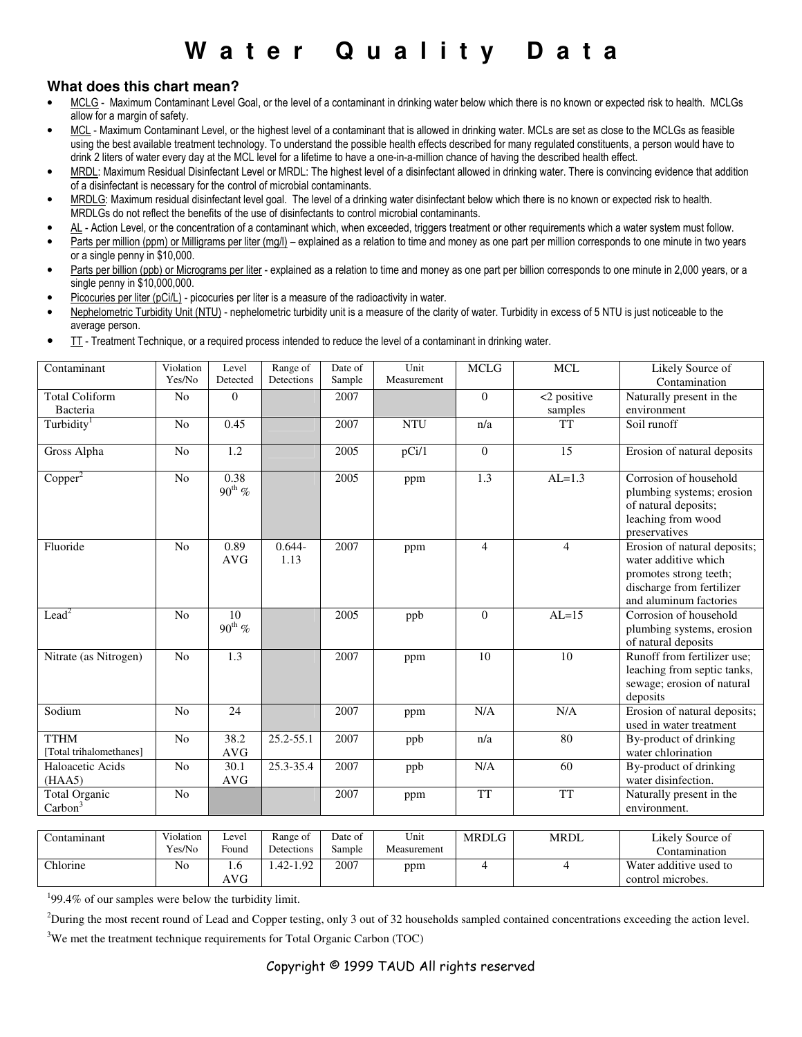# Water Quality Data

## What does this chart mean?

- MCLG - Maximum Contaminant Level Goal, or the level of a contaminant in drinking water below which there is no known or expected risk to health. MCLGs allow for a margin of safety.
- MCL - Maximum Contaminant Level, or the highest level of a contaminant that is allowed in drinking water. MCLs are set as close to the MCLGs as feasible using the best available treatment technology. To understand the possible health effects described for many regulated constituents, a person would have to drink 2 liters of water every day at the MCL level for a lifetime to have a one-in-a-million chance of having the described health effect.
- MRDL: Maximum Residual Disinfectant Level or MRDL: The highest level of a disinfectant allowed in drinking water. There is convincing evidence that addition of a disinfectant is necessary for the control of microbial contaminants.
- MRDLG: Maximum residual disinfectant level goal. The level of a drinking water disinfectant below which there is no known or expected risk to health. MRDLGs do not reflect the benefits of the use of disinfectants to control microbial contaminants.
- AL - Action Level, or the concentration of a contaminant which, when exceeded, triggers treatment or other requirements which a water system must follow.
- Parts per million (ppm) or Milligrams per liter (mg/l) – explained as a relation to time and money as one part per million corresponds to one minute in two years or a single penny in $10,000.
- Parts per billion (ppb) or Micrograms per liter - explained as a relation to time and money as one part per billion corresponds to one minute in 2,000 years, or a single penny in $10,000,000.
- Picocuries per liter (pCi/L) - picocuries per liter is a measure of the radioactivity in water.
- Nephelometric Turbidity Unit (NTU) - nephelometric turbidity unit is a measure of the clarity of water. Turbidity in excess of 5 NTU is just noticeable to the average person.
- TT - Treatment Technique, or a required process intended to reduce the level of a contaminant in drinking water.

| Contaminant | Violation Yes/No | Level Detected | Range of Detections | Date of Sample | Unit Measurement | MCLG | MCL | Likely Source of Contamination |
|---|---|---|---|---|---|---|---|---|
| Total Coliform Bacteria | No | 0 | | 2007 | | 0 | <2 positive samples | Naturally present in the environment |
| Turbidity[1] | No | 0.45 | | 2007 | NTU | n/a | TT | Soil runoff |
| Gross Alpha | No | 1.2 | | 2005 | pCi/1 | 0 | 15 | Erosion of natural deposits |
| Copper[2] | No | 0.38 90th % | | 2005 | ppm | 1.3 | AL=1.3 | Corrosion of household plumbing systems; erosion of natural deposits; leaching from wood preservatives |
| Fluoride | No | 0.89 AVG | 0.644-1.13 | 2007 | ppm | 4 | 4 | Erosion of natural deposits; water additive which promotes strong teeth; discharge from fertilizer and aluminum factories |
| Lead[2] | No | 10 90th % | | 2005 | ppb | 0 | AL=15 | Corrosion of household plumbing systems, erosion of natural deposits |
| Nitrate (as Nitrogen) | No | 1.3 | | 2007 | ppm | 10 | 10 | Runoff from fertilizer use; leaching from septic tanks, sewage; erosion of natural deposits |
| Sodium | No | 24 | | 2007 | ppm | N/A | N/A | Erosion of natural deposits; used in water treatment |
| TTHM [Total trihalomethanes] | No | 38.2 AVG | 25.2-55.1 | 2007 | ppb | n/a | 80 | By-product of drinking water chlorination |
| Haloacetic Acids (HAA5) | No | 30.1 AVG | 25.3-35.4 | 2007 | ppb | N/A | 60 | By-product of drinking water disinfection. |
| Total Organic Carbon[3] | No | | | 2007 | ppm | TT | TT | Naturally present in the environment. |

| Contaminant | Violation Yes/No | Level Found | Range of Detections | Date of Sample | Unit Measurement | MRDLG | MRDL | Likely Source of Contamination |
|---|---|---|---|---|---|---|---|---|
| Chlorine | No | 1.6 AVG | 1.42-1.92 | 2007 | ppm | 4 | 4 | Water additive used to control microbes. |

[1]99.4% of our samples were below the turbidity limit.

[2]During the most recent round of Lead and Copper testing, only 3 out of 32 households sampled contained concentrations exceeding the action level.

[3]We met the treatment technique requirements for Total Organic Carbon (TOC)

Copyright © 1999 TAUD All rights reserved